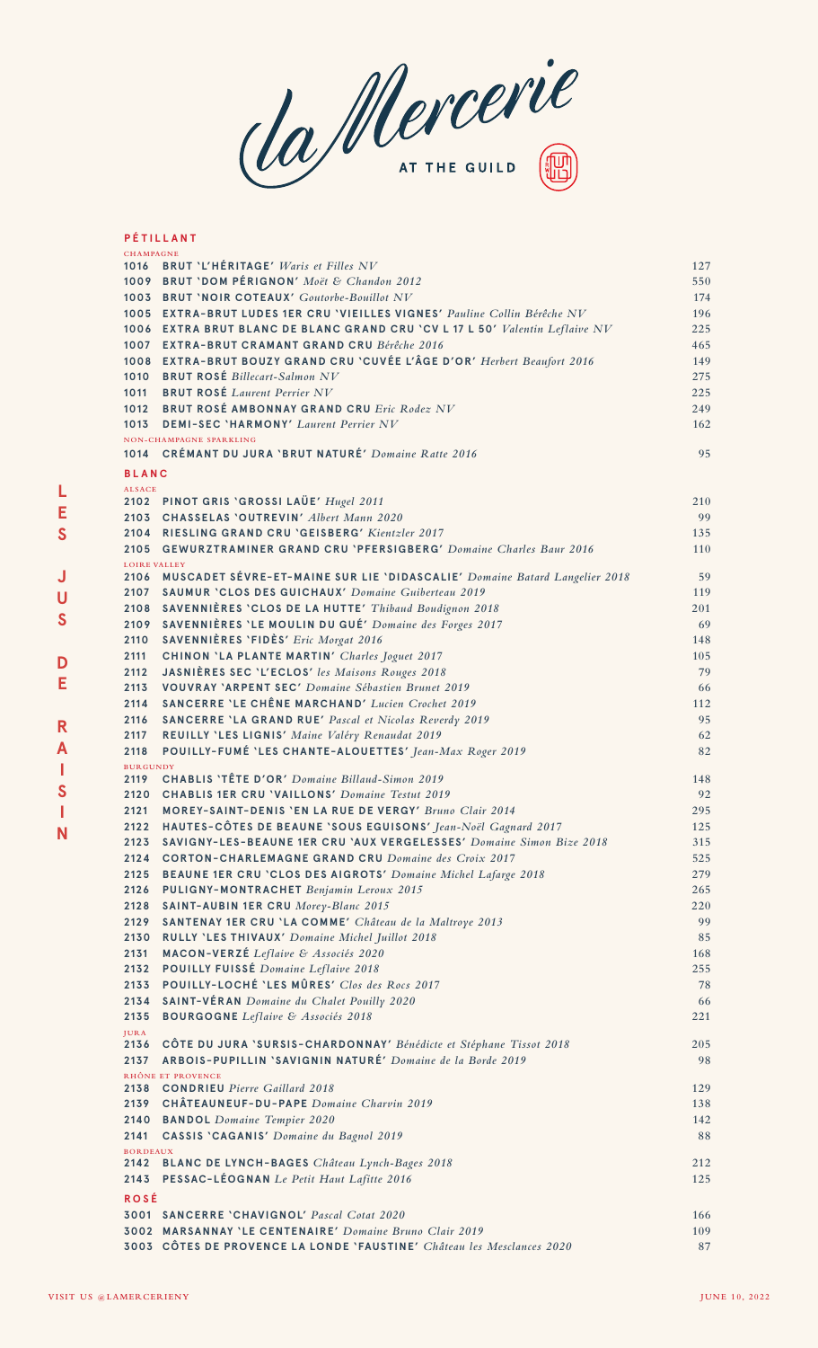# La Mercerie AT THE GUILD

## PÉTILLANT

### CHAMPAGNE

| | | |
|---|---|---|
| 1016 | **BRUT 'L'HÉRITAGE'** *Waris et Filles NV* | 127 |
| 1009 | **BRUT 'DOM PÉRIGNON'** *Moët & Chandon 2012* | 550 |
| 1003 | **BRUT 'NOIR COTEAUX'** *Goutorbe-Bouillot NV* | 174 |
| 1005 | **EXTRA-BRUT LUDES 1ER CRU 'VIEILLES VIGNES'** *Pauline Collin Bérêche NV* | 196 |
| 1006 | **EXTRA BRUT BLANC DE BLANC GRAND CRU 'CV L 17 L 50'** *Valentin Leflaive NV* | 225 |
| 1007 | **EXTRA-BRUT CRAMANT GRAND CRU** *Bérêche 2016* | 465 |
| 1008 | **EXTRA-BRUT BOUZY GRAND CRU 'CUVÉE L'ÂGE D'OR'** *Herbert Beaufort 2016* | 149 |
| 1010 | **BRUT ROSÉ** *Billecart-Salmon NV* | 275 |
| 1011 | **BRUT ROSÉ** *Laurent Perrier NV* | 225 |
| 1012 | **BRUT ROSÉ AMBONNAY GRAND CRU** *Eric Rodez NV* | 249 |
| 1013 | **DEMI-SEC 'HARMONY'** *Laurent Perrier NV* | 162 |

### NON-CHAMPAGNE SPARKLING

| | | |
|---|---|---|
| 1014 | **CRÉMANT DU JURA 'BRUT NATURÉ'** *Domaine Ratte 2016* | 95 |

## BLANC

### ALSACE

| | | |
|---|---|---|
| 2102 | **PINOT GRIS 'GROSSI LAÜE'** *Hugel 2011* | 210 |
| 2103 | **CHASSELAS 'OUTREVIN'** *Albert Mann 2020* | 99 |
| 2104 | **RIESLING GRAND CRU 'GEISBERG'** *Kientzler 2017* | 135 |
| 2105 | **GEWURZTRAMINER GRAND CRU 'PFERSIGBERG'** *Domaine Charles Baur 2016* | 110 |

### LOIRE VALLEY

| | | |
|---|---|---|
| 2106 | **MUSCADET SÈVRE-ET-MAINE SUR LIE 'DIDASCALIE'** *Domaine Batard Langelier 2018* | 59 |
| 2107 | **SAUMUR 'CLOS DES GUICHAUX'** *Domaine Guiberteau 2019* | 119 |
| 2108 | **SAVENNIÈRES 'CLOS DE LA HUTTE'** *Thibaud Boudignon 2018* | 201 |
| 2109 | **SAVENNIÈRES 'LE MOULIN DU GUÉ'** *Domaine des Forges 2017* | 69 |
| 2110 | **SAVENNIÈRES 'FIDÈS'** *Eric Morgat 2016* | 148 |
| 2111 | **CHINON 'LA PLANTE MARTIN'** *Charles Joguet 2017* | 105 |
| 2112 | **JASNIÈRES SEC 'L'ECLOS'** *les Maisons Rouges 2018* | 79 |
| 2113 | **VOUVRAY 'ARPENT SEC'** *Domaine Sébastien Brunet 2019* | 66 |
| 2114 | **SANCERRE 'LE CHÊNE MARCHAND'** *Lucien Crochet 2019* | 112 |
| 2116 | **SANCERRE 'LA GRAND RUE'** *Pascal et Nicolas Reverdy 2019* | 95 |
| 2117 | **REUILLY 'LES LIGNIS'** *Maine Valéry Renaudat 2019* | 62 |
| 2118 | **POUILLY-FUMÉ 'LES CHANTE-ALOUETTES'** *Jean-Max Roger 2019* | 82 |

### BURGUNDY

| | | |
|---|---|---|
| 2119 | **CHABLIS 'TÊTE D'OR'** *Domaine Billaud-Simon 2019* | 148 |
| 2120 | **CHABLIS 1ER CRU 'VAILLONS'** *Domaine Testut 2019* | 92 |
| 2121 | **MOREY-SAINT-DENIS 'EN LA RUE DE VERGY'** *Bruno Clair 2014* | 295 |
| 2122 | **HAUTES-CÔTES DE BEAUNE 'SOUS EGUISONS'** *Jean-Noël Gagnard 2017* | 125 |
| 2123 | **SAVIGNY-LES-BEAUNE 1ER CRU 'AUX VERGELESSES'** *Domaine Simon Bize 2018* | 315 |
| 2124 | **CORTON-CHARLEMAGNE GRAND CRU** *Domaine des Croix 2017* | 525 |
| 2125 | **BEAUNE 1ER CRU 'CLOS DES AIGROTS'** *Domaine Michel Lafarge 2018* | 279 |
| 2126 | **PULIGNY-MONTRACHET** *Benjamin Leroux 2015* | 265 |
| 2128 | **SAINT-AUBIN 1ER CRU** *Morey-Blanc 2015* | 220 |
| 2129 | **SANTENAY 1ER CRU 'LA COMME'** *Château de la Maltroye 2013* | 99 |
| 2130 | **RULLY 'LES THIVAUX'** *Domaine Michel Juillot 2018* | 85 |
| 2131 | **MACON-VERZÉ** *Leflaive & Associés 2020* | 168 |
| 2132 | **POUILLY FUISSÉ** *Domaine Leflaive 2018* | 255 |
| 2133 | **POUILLY-LOCHÉ 'LES MÛRES'** *Clos des Rocs 2017* | 78 |
| 2134 | **SAINT-VÉRAN** *Domaine du Chalet Pouilly 2020* | 66 |
| 2135 | **BOURGOGNE** *Leflaive & Associés 2018* | 221 |

### JURA

| | | |
|---|---|---|
| 2136 | **CÔTE DU JURA 'SURSIS-CHARDONNAY'** *Bénédicte et Stéphane Tissot 2018* | 205 |
| 2137 | **ARBOIS-PUPILLIN 'SAVIGNIN NATURÉ'** *Domaine de la Borde 2019* | 98 |

### RHÔNE ET PROVENCE

| | | |
|---|---|---|
| 2138 | **CONDRIEU** *Pierre Gaillard 2018* | 129 |
| 2139 | **CHÂTEAUNEUF-DU-PAPE** *Domaine Charvin 2019* | 138 |
| 2140 | **BANDOL** *Domaine Tempier 2020* | 142 |
| 2141 | **CASSIS 'CAGANIS'** *Domaine du Bagnol 2019* | 88 |

### BORDEAUX

| | | |
|---|---|---|
| 2142 | **BLANC DE LYNCH-BAGES** *Château Lynch-Bages 2018* | 212 |
| 2143 | **PESSAC-LÉOGNAN** *Le Petit Haut Lafitte 2016* | 125 |

## ROSÉ

| | | |
|---|---|---|
| 3001 | **SANCERRE 'CHAVIGNOL'** *Pascal Cotat 2020* | 166 |
| 3002 | **MARSANNAY 'LE CENTENAIRE'** *Domaine Bruno Clair 2019* | 109 |
| 3003 | **CÔTES DE PROVENCE LA LONDE 'FAUSTINE'** *Château les Mesclances 2020* | 87 |

LES JUS DE RAISIN

VISIT US @LAMERCERIENY

JUNE 10, 2022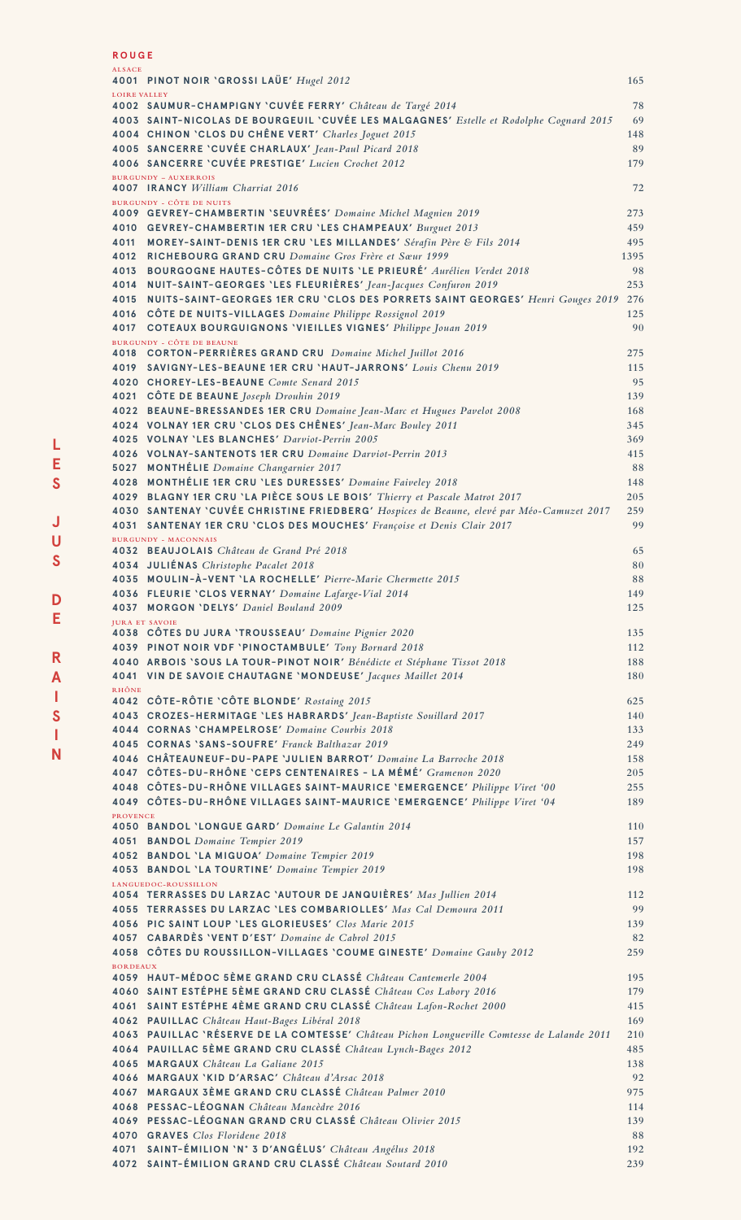## ROUGE

### ALSACE

| | | |
|---|---|---|
| 4001 | **PINOT NOIR 'GROSSI LAÜE'** *Hugel 2012* | 165 |

### LOIRE VALLEY

| | | |
|---|---|---|
| 4002 | **SAUMUR-CHAMPIGNY 'CUVÉE FERRY'** *Château de Targé 2014* | 78 |
| 4003 | **SAINT-NICOLAS DE BOURGEUIL 'CUVÉE LES MALGAGNES'** *Estelle et Rodolphe Cognard 2015* | 69 |
| 4004 | **CHINON 'CLOS DU CHÊNE VERT'** *Charles Joguet 2015* | 148 |
| 4005 | **SANCERRE 'CUVÉE CHARLAUX'** *Jean-Paul Picard 2018* | 89 |
| 4006 | **SANCERRE 'CUVÉE PRESTIGE'** *Lucien Crochet 2012* | 179 |

### BURGUNDY – AUXERROIS

| | | |
|---|---|---|
| 4007 | **IRANCY** *William Charriat 2016* | 72 |

### BURGUNDY – CÔTE DE NUITS

| | | |
|---|---|---|
| 4009 | **GEVREY-CHAMBERTIN 'SEUVRÉES'** *Domaine Michel Magnien 2019* | 273 |
| 4010 | **GEVREY-CHAMBERTIN 1ER CRU 'LES CHAMPEAUX'** *Burguet 2013* | 459 |
| 4011 | **MOREY-SAINT-DENIS 1ER CRU 'LES MILLANDES'** *Sérafin Père & Fils 2014* | 495 |
| 4012 | **RICHEBOURG GRAND CRU** *Domaine Gros Frère et Sœur 1999* | 1395 |
| 4013 | **BOURGOGNE HAUTES-CÔTES DE NUITS 'LE PRIEURÉ'** *Aurélien Verdet 2018* | 98 |
| 4014 | **NUIT-SAINT-GEORGES 'LES FLEURIÈRES'** *Jean-Jacques Confuron 2019* | 253 |
| 4015 | **NUITS-SAINT-GEORGES 1ER CRU 'CLOS DES PORRETS SAINT GEORGES'** *Henri Gouges 2019* | 276 |
| 4016 | **CÔTE DE NUITS-VILLAGES** *Domaine Philippe Rossignol 2019* | 125 |
| 4017 | **COTEAUX BOURGUIGNONS 'VIEILLES VIGNES'** *Philippe Jouan 2019* | 90 |

### BURGUNDY – CÔTE DE BEAUNE

| | | |
|---|---|---|
| 4018 | **CORTON-PERRIÈRES GRAND CRU** *Domaine Michel Juillot 2016* | 275 |
| 4019 | **SAVIGNY-LES-BEAUNE 1ER CRU 'HAUT-JARRONS'** *Louis Chenu 2019* | 115 |
| 4020 | **CHOREY-LES-BEAUNE** *Comte Senard 2015* | 95 |
| 4021 | **CÔTE DE BEAUNE** *Joseph Drouhin 2019* | 139 |
| 4022 | **BEAUNE-BRESSANDES 1ER CRU** *Domaine Jean-Marc et Hugues Pavelot 2008* | 168 |
| 4024 | **VOLNAY 1ER CRU 'CLOS DES CHÊNES'** *Jean-Marc Bouley 2011* | 345 |
| 4025 | **VOLNAY 'LES BLANCHES'** *Darviot-Perrin 2005* | 369 |
| 4026 | **VOLNAY-SANTENOTS 1ER CRU** *Domaine Darviot-Perrin 2013* | 415 |
| 5027 | **MONTHÉLIE** *Domaine Changarnier 2017* | 88 |
| 4028 | **MONTHÉLIE 1ER CRU 'LES DURESSES'** *Domaine Faiveley 2018* | 148 |
| 4029 | **BLAGNY 1ER CRU 'LA PIÈCE SOUS LE BOIS'** *Thierry et Pascale Matrot 2017* | 205 |
| 4030 | **SANTENAY 'CUVÉE CHRISTINE FRIEDBERG'** *Hospices de Beaune, elevé par Méo-Camuzet 2017* | 259 |
| 4031 | **SANTENAY 1ER CRU 'CLOS DES MOUCHES'** *Françoise et Denis Clair 2017* | 99 |

### BURGUNDY – MACONNAIS

| | | |
|---|---|---|
| 4032 | **BEAUJOLAIS** *Château de Grand Pré 2018* | 65 |
| 4034 | **JULIÉNAS** *Christophe Pacalet 2018* | 80 |
| 4035 | **MOULIN-À-VENT 'LA ROCHELLE'** *Pierre-Marie Chermette 2015* | 88 |
| 4036 | **FLEURIE 'CLOS VERNAY'** *Domaine Lafarge-Vial 2014* | 149 |
| 4037 | **MORGON 'DELYS'** *Daniel Bouland 2009* | 125 |

### JURA ET SAVOIE

| | | |
|---|---|---|
| 4038 | **CÔTES DU JURA 'TROUSSEAU'** *Domaine Pignier 2020* | 135 |
| 4039 | **PINOT NOIR VDF 'PINOCTAMBULE'** *Tony Bornard 2018* | 112 |
| 4040 | **ARBOIS 'SOUS LA TOUR-PINOT NOIR'** *Bénédicte et Stéphane Tissot 2018* | 188 |
| 4041 | **VIN DE SAVOIE CHAUTAGNE 'MONDEUSE'** *Jacques Maillet 2014* | 180 |

### RHÔNE

| | | |
|---|---|---|
| 4042 | **CÔTE-RÔTIE 'CÔTE BLONDE'** *Rostaing 2015* | 625 |
| 4043 | **CROZES-HERMITAGE 'LES HABRARDS'** *Jean-Baptiste Souillard 2017* | 140 |
| 4044 | **CORNAS 'CHAMPELROSE'** *Domaine Courbis 2018* | 133 |
| 4045 | **CORNAS 'SANS-SOUFRE'** *Franck Balthazar 2019* | 249 |
| 4046 | **CHÂTEAUNEUF-DU-PAPE 'JULIEN BARROT'** *Domaine La Barroche 2018* | 158 |
| 4047 | **CÔTES-DU-RHÔNE 'CEPS CENTENAIRES - LA MÉMÉ'** *Gramenon 2020* | 205 |
| 4048 | **CÔTES-DU-RHÔNE VILLAGES SAINT-MAURICE 'EMERGENCE'** *Philippe Viret '00* | 255 |
| 4049 | **CÔTES-DU-RHÔNE VILLAGES SAINT-MAURICE 'EMERGENCE'** *Philippe Viret '04* | 189 |

### PROVENCE

| | | |
|---|---|---|
| 4050 | **BANDOL 'LONGUE GARD'** *Domaine Le Galantin 2014* | 110 |
| 4051 | **BANDOL** *Domaine Tempier 2019* | 157 |
| 4052 | **BANDOL 'LA MIGUOA'** *Domaine Tempier 2019* | 198 |
| 4053 | **BANDOL 'LA TOURTINE'** *Domaine Tempier 2019* | 198 |

### LANGUEDOC-ROUSSILLON

| | | |
|---|---|---|
| 4054 | **TERRASSES DU LARZAC 'AUTOUR DE JANQUIÈRES'** *Mas Jullien 2014* | 112 |
| 4055 | **TERRASSES DU LARZAC 'LES COMBARIOLLES'** *Mas Cal Demoura 2011* | 99 |
| 4056 | **PIC SAINT LOUP 'LES GLORIEUSES'** *Clos Marie 2015* | 139 |
| 4057 | **CABARDÈS 'VENT D'EST'** *Domaine de Cabrol 2015* | 82 |
| 4058 | **CÔTES DU ROUSSILLON-VILLAGES 'COUME GINESTE'** *Domaine Gauby 2012* | 259 |

### BORDEAUX

| | | |
|---|---|---|
| 4059 | **HAUT-MÉDOC 5ÈME GRAND CRU CLASSÉ** *Château Cantemerle 2004* | 195 |
| 4060 | **SAINT ESTÈPHE 5ÈME GRAND CRU CLASSÉ** *Château Cos Labory 2016* | 179 |
| 4061 | **SAINT ESTÈPHE 4ÈME GRAND CRU CLASSÉ** *Château Lafon-Rochet 2000* | 415 |
| 4062 | **PAUILLAC** *Château Haut-Bages Libéral 2018* | 169 |
| 4063 | **PAUILLAC 'RÉSERVE DE LA COMTESSE'** *Château Pichon Longueville Comtesse de Lalande 2011* | 210 |
| 4064 | **PAUILLAC 5ÈME GRAND CRU CLASSÉ** *Château Lynch-Bages 2012* | 485 |
| 4065 | **MARGAUX** *Château La Galiane 2015* | 138 |
| 4066 | **MARGAUX 'KID D'ARSAC'** *Château d'Arsac 2018* | 92 |
| 4067 | **MARGAUX 3ÈME GRAND CRU CLASSÉ** *Château Palmer 2010* | 975 |
| 4068 | **PESSAC-LÉOGNAN** *Château Mancèdre 2016* | 114 |
| 4069 | **PESSAC-LÉOGNAN GRAND CRU CLASSÉ** *Château Olivier 2015* | 139 |
| 4070 | **GRAVES** *Clos Floridene 2018* | 88 |
| 4071 | **SAINT-ÉMILION 'N° 3 D'ANGÉLUS'** *Château Angélus 2018* | 192 |
| 4072 | **SAINT-ÉMILION GRAND CRU CLASSÉ** *Château Soutard 2010* | 239 |

LES JUS DE RAISIN